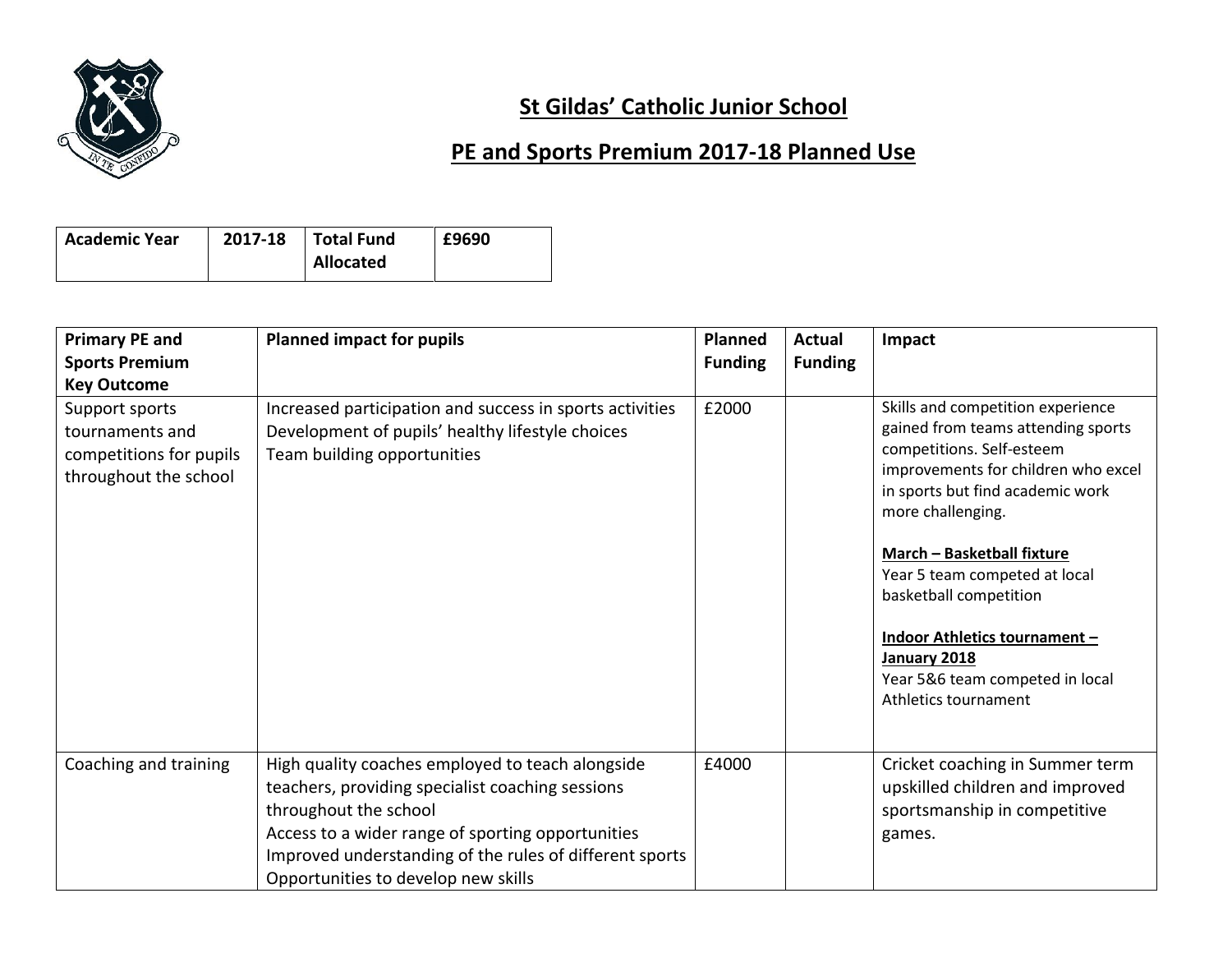# St Gildas' Catholic Junior School

## PE and Sports Premium 2017-18 Planned Use

| Academic Year | 2017-18 | Total Fund Allocated | £9690 |
|---|---|---|---|

| Primary PE and Sports Premium Key Outcome | Planned impact for pupils | Planned Funding | Actual Funding | Impact |
|---|---|---|---|---|
| Support sports tournaments and competitions for pupils throughout the school | Increased participation and success in sports activities<br>Development of pupils' healthy lifestyle choices<br>Team building opportunities | £2000 | | Skills and competition experience gained from teams attending sports competitions. Self-esteem improvements for children who excel in sports but find academic work more challenging.<br><br>**March – Basketball fixture**<br>Year 5 team competed at local basketball competition<br><br>**Indoor Athletics tournament – January 2018**<br>Year 5&6 team competed in local Athletics tournament |
| Coaching and training | High quality coaches employed to teach alongside teachers, providing specialist coaching sessions throughout the school<br>Access to a wider range of sporting opportunities<br>Improved understanding of the rules of different sports<br>Opportunities to develop new skills | £4000 | | Cricket coaching in Summer term upskilled children and improved sportsmanship in competitive games. |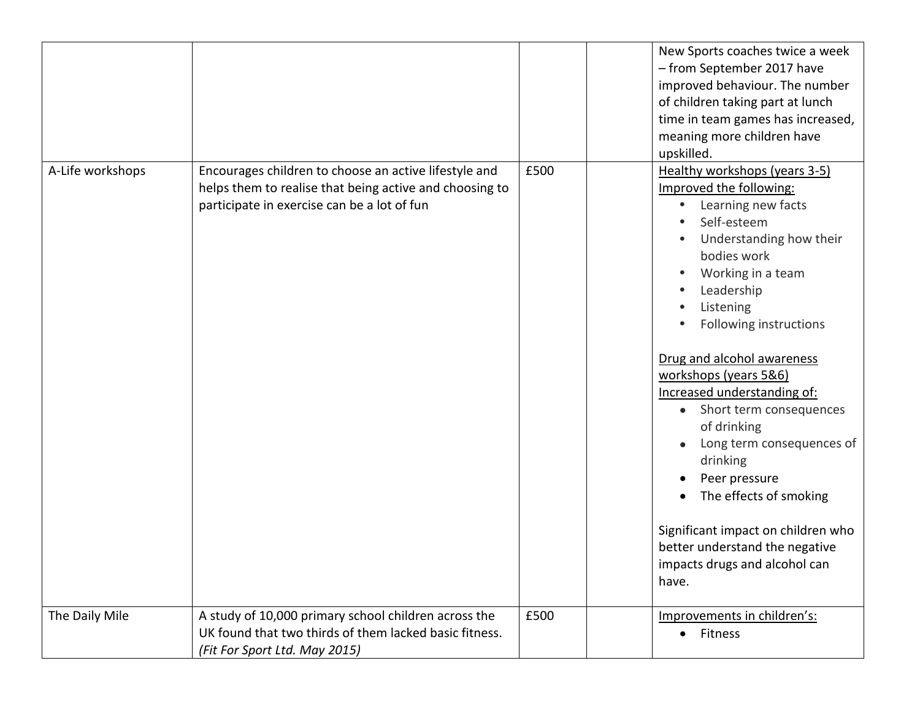| | | | | |
|---|---|---|---|---|
| | | | | New Sports coaches twice a week – from September 2017 have improved behaviour. The number of children taking part at lunch time in team games has increased, meaning more children have upskilled. |
| A-Life workshops | Encourages children to choose an active lifestyle and helps them to realise that being active and choosing to participate in exercise can be a lot of fun | £500 | | Healthy workshops (years 3-5)<br>Improved the following:<br>• Learning new facts<br>• Self-esteem<br>• Understanding how their bodies work<br>• Working in a team<br>• Leadership<br>• Listening<br>• Following instructions<br><br>Drug and alcohol awareness workshops (years 5&6)<br>Increased understanding of:<br>• Short term consequences of drinking<br>• Long term consequences of drinking<br>• Peer pressure<br>• The effects of smoking<br><br>Significant impact on children who better understand the negative impacts drugs and alcohol can have. |
| The Daily Mile | A study of 10,000 primary school children across the UK found that two thirds of them lacked basic fitness. *(Fit For Sport Ltd. May 2015)* | £500 | | Improvements in children's:<br>• Fitness |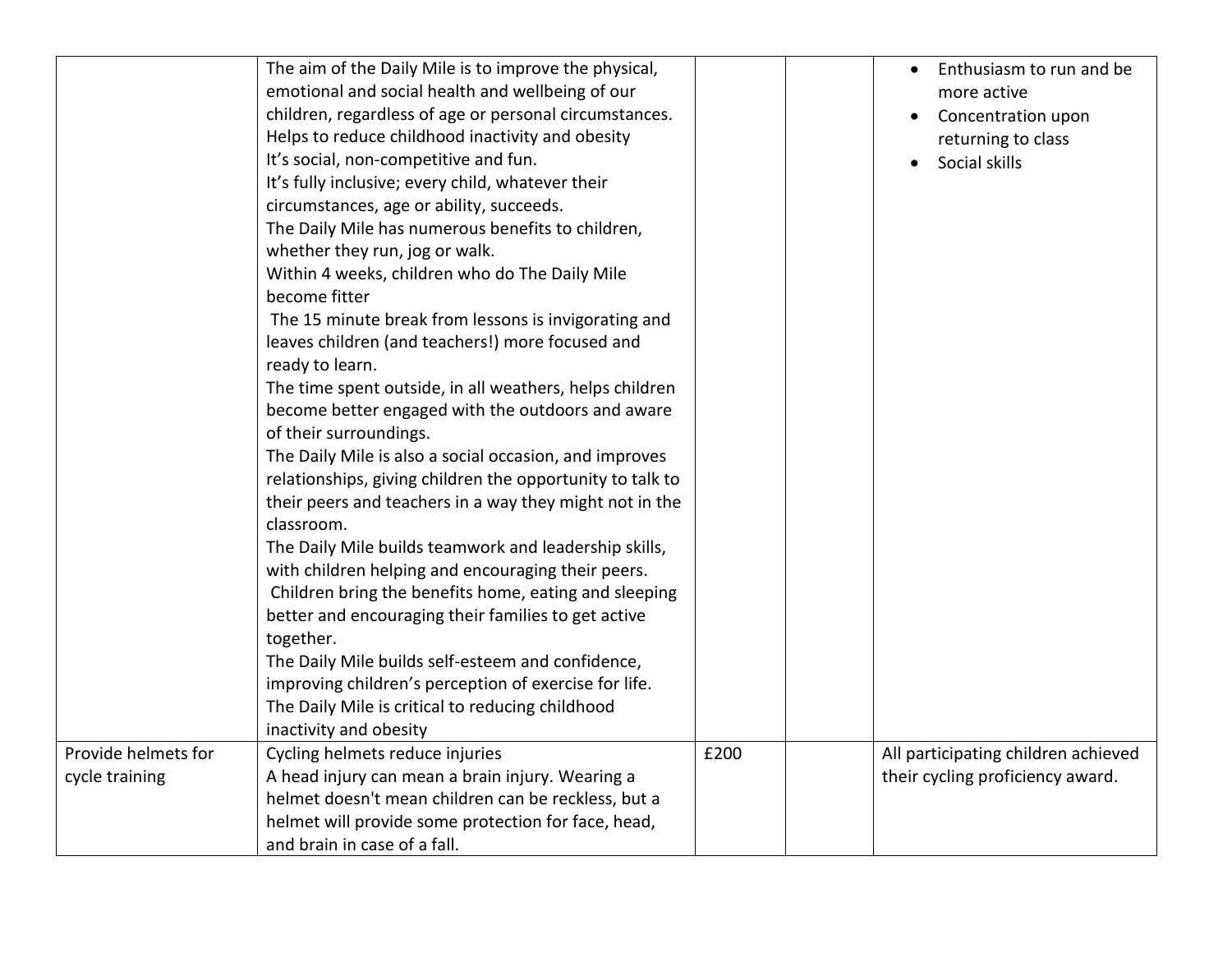| | | | | |
|---|---|---|---|---|
| | The aim of the Daily Mile is to improve the physical, emotional and social health and wellbeing of our children, regardless of age or personal circumstances.<br>Helps to reduce childhood inactivity and obesity<br>It's social, non-competitive and fun.<br>It's fully inclusive; every child, whatever their circumstances, age or ability, succeeds.<br>The Daily Mile has numerous benefits to children, whether they run, jog or walk.<br>Within 4 weeks, children who do The Daily Mile become fitter<br>The 15 minute break from lessons is invigorating and leaves children (and teachers!) more focused and ready to learn.<br>The time spent outside, in all weathers, helps children become better engaged with the outdoors and aware of their surroundings.<br>The Daily Mile is also a social occasion, and improves relationships, giving children the opportunity to talk to their peers and teachers in a way they might not in the classroom.<br>The Daily Mile builds teamwork and leadership skills, with children helping and encouraging their peers.<br>Children bring the benefits home, eating and sleeping better and encouraging their families to get active together.<br>The Daily Mile builds self-esteem and confidence, improving children's perception of exercise for life.<br>The Daily Mile is critical to reducing childhood inactivity and obesity | | | • Enthusiasm to run and be more active<br>• Concentration upon returning to class<br>• Social skills |
| Provide helmets for cycle training | Cycling helmets reduce injuries<br>A head injury can mean a brain injury. Wearing a helmet doesn't mean children can be reckless, but a helmet will provide some protection for face, head, and brain in case of a fall. | £200 | | All participating children achieved their cycling proficiency award. |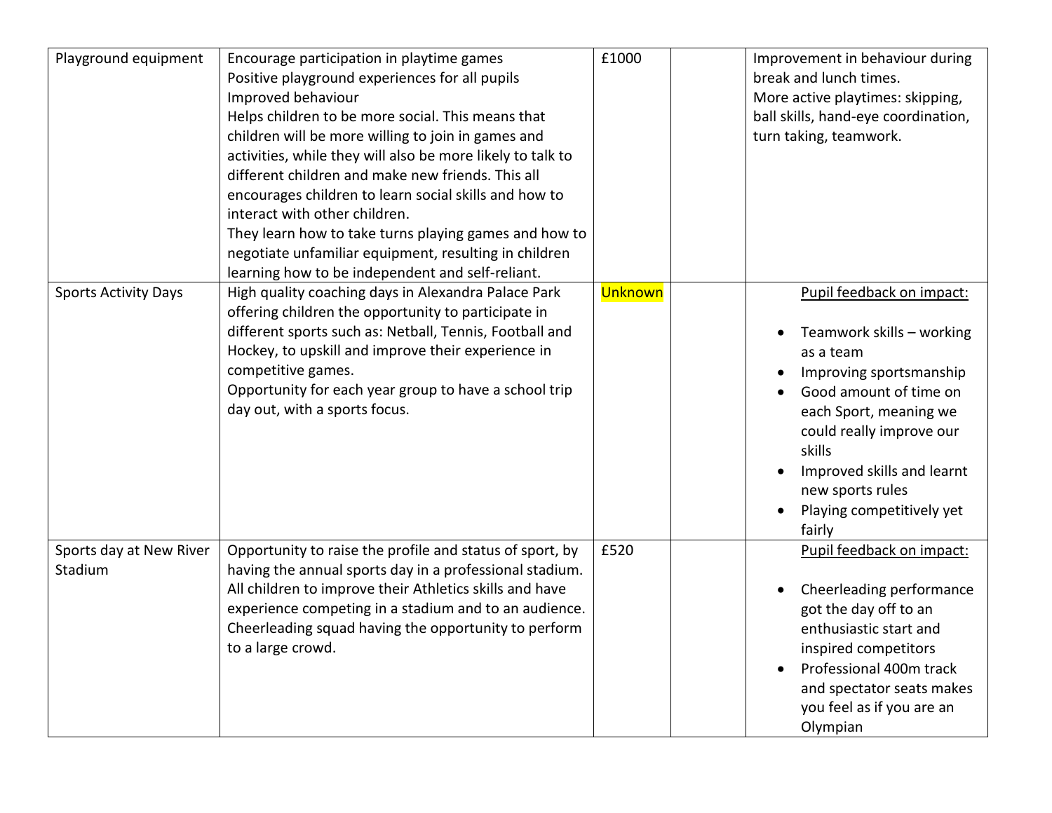| | | | | |
|---|---|---|---|---|
| Playground equipment | Encourage participation in playtime games<br>Positive playground experiences for all pupils<br>Improved behaviour<br>Helps children to be more social. This means that children will be more willing to join in games and activities, while they will also be more likely to talk to different children and make new friends. This all encourages children to learn social skills and how to interact with other children.<br>They learn how to take turns playing games and how to negotiate unfamiliar equipment, resulting in children learning how to be independent and self-reliant. | £1000 | | Improvement in behaviour during break and lunch times.<br>More active playtimes: skipping, ball skills, hand-eye coordination, turn taking, teamwork. |
| Sports Activity Days | High quality coaching days in Alexandra Palace Park offering children the opportunity to participate in different sports such as: Netball, Tennis, Football and Hockey, to upskill and improve their experience in competitive games.<br>Opportunity for each year group to have a school trip day out, with a sports focus. | Unknown | | Pupil feedback on impact:<br>• Teamwork skills – working as a team<br>• Improving sportsmanship<br>• Good amount of time on each Sport, meaning we could really improve our skills<br>• Improved skills and learnt new sports rules<br>• Playing competitively yet fairly |
| Sports day at New River Stadium | Opportunity to raise the profile and status of sport, by having the annual sports day in a professional stadium. All children to improve their Athletics skills and have experience competing in a stadium and to an audience. Cheerleading squad having the opportunity to perform to a large crowd. | £520 | | Pupil feedback on impact:<br>• Cheerleading performance got the day off to an enthusiastic start and inspired competitors<br>• Professional 400m track and spectator seats makes you feel as if you are an Olympian |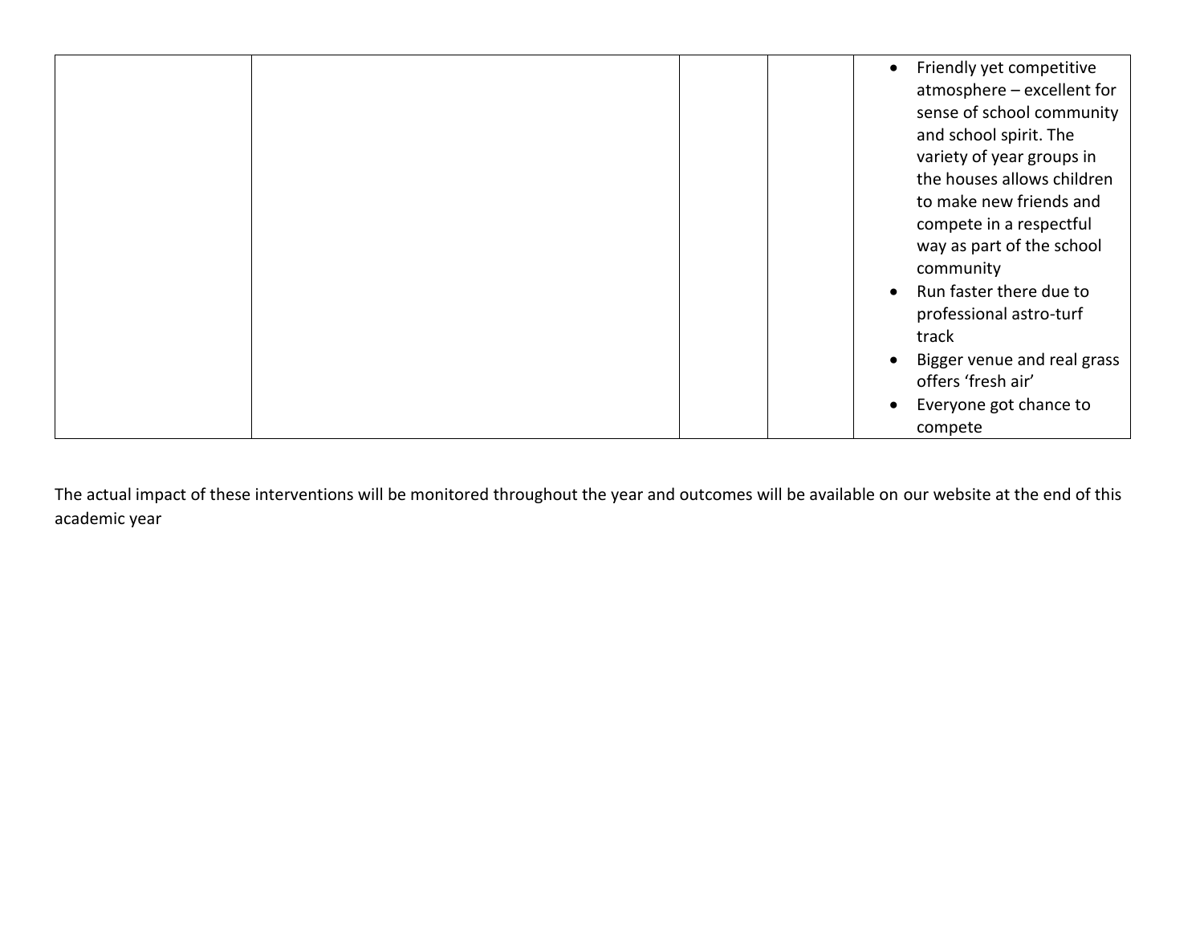| | | | | |
|---|---|---|---|---|
| | | | | • Friendly yet competitive atmosphere – excellent for sense of school community and school spirit. The variety of year groups in the houses allows children to make new friends and compete in a respectful way as part of the school community<br>• Run faster there due to professional astro-turf track<br>• Bigger venue and real grass offers 'fresh air'<br>• Everyone got chance to compete |

The actual impact of these interventions will be monitored throughout the year and outcomes will be available on our website at the end of this academic year